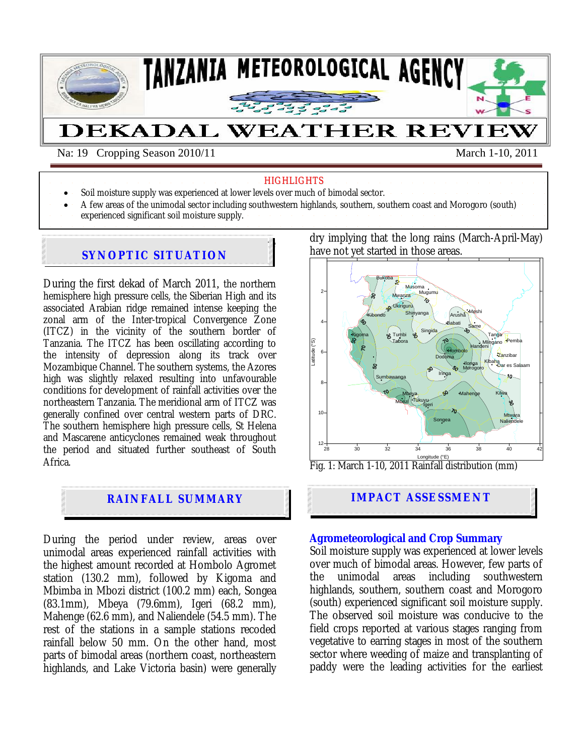# TANZANIA METEOROLOGICAL AGENCY

# DEKADAL WEATHER REVIEW

Na: 19 Cropping Season 2010/11 March 1-10, 2011

**HIGHLIGHTS**

- Soil moisture supply was experienced at lower levels over much of bimodal sector.
- A few areas of the unimodal sector including southwestern highlands, southern, southern coast and Morogoro (south) experienced significant soil moisture supply.

## SYNOPTIC SITUATION

During the first dekad of March 2011, the northern hemisphere high pressure cells, the Siberian High and its associated Arabian ridge remained intense keeping the zonal arm of the Inter-tropical Convergence Zone (ITCZ) in the vicinity of the southern border of Tanzania. The ITCZ has been oscillating according to the intensity of depression along its track over Mozambique Channel. The southern systems, the Azores high was slightly relaxed resulting into unfavourable conditions for development of rainfall activities over the northeastern Tanzania. The meridional arm of ITCZ was generally confined over central western parts of DRC. The southern hemisphere high pressure cells, St Helena and Mascarene anticyclones remained weak throughout the period and situated further southeast of South Africa.

## RAINFALL SUMMARY

During the period under review, areas over unimodal areas experienced rainfall activities with the highest amount recorded at Hombolo Agromet station (130.2 mm), followed by Kigoma and Mbimba in Mbozi district (100.2 mm) each, Songea (83.1mm), Mbeya (79.6mm), Igeri (68.2 mm), Mahenge (62.6 mm), and Naliendele (54.5 mm). The rest of the stations in a sample stations recoded rainfall below 50 mm. On the other hand, most parts of bimodal areas (northern coast, northeastern highlands, and Lake Victoria basin) were generally dry implying that the long rains (March-April-May) have not yet started in those areas.

Fig. 1: March 1-10, 2011 Rainfall distribution (mm)

## IMPACT ASSESSMENT

### Agrometeorological and Crop Summary

Soil moisture supply was experienced at lower levels over much of bimodal areas. However, few parts of the unimodal areas including southwestern highlands, southern, southern coast and Morogoro (south) experienced significant soil moisture supply. The observed soil moisture was conducive to the field crops reported at various stages ranging from vegetative to earring stages in most of the southern sector where weeding of maize and transplanting of paddy were the leading activities for the earliest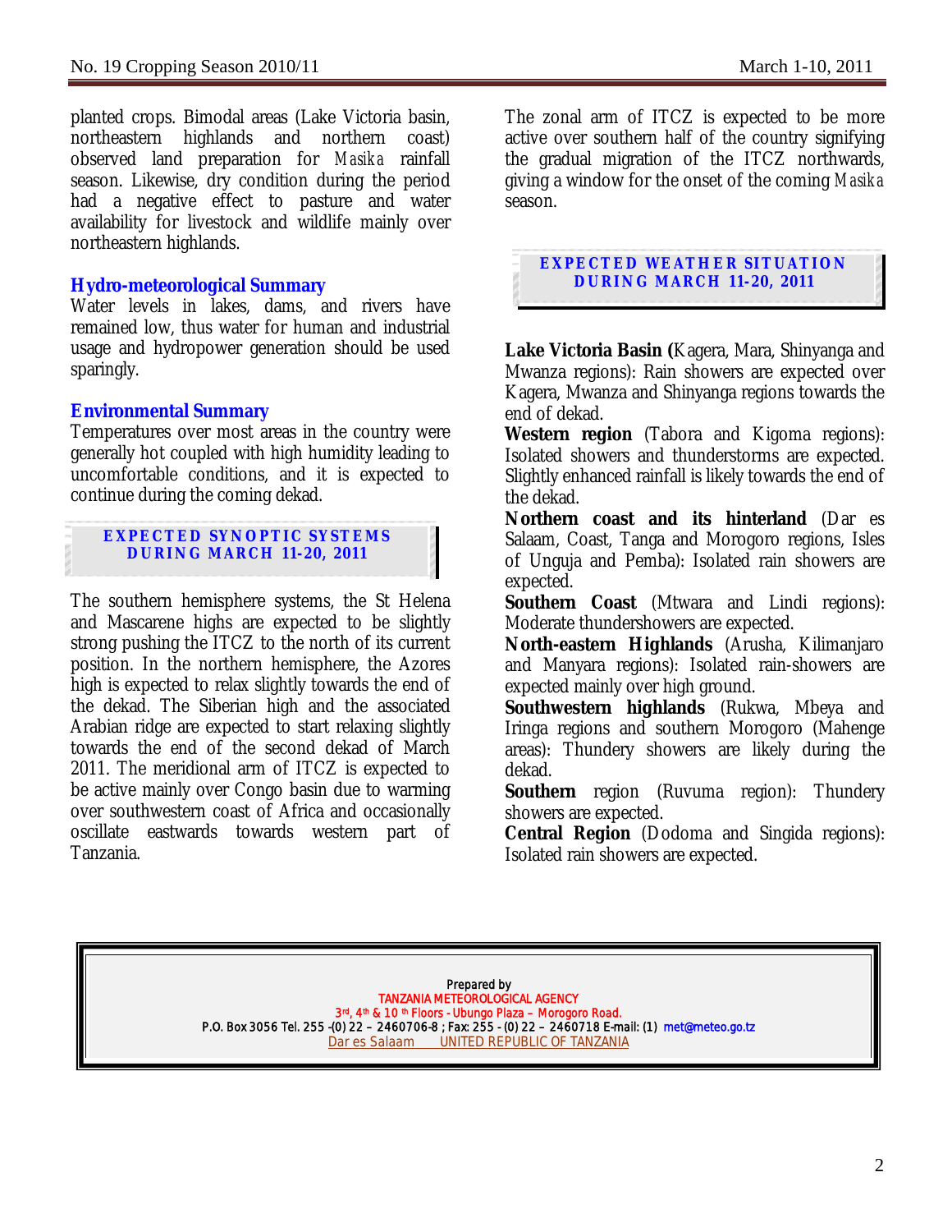planted crops. Bimodal areas (Lake Victoria basin, northeastern highlands and northern coast) observed land preparation for *Masika* rainfall season. Likewise, dry condition during the period had a negative effect to pasture and water availability for livestock and wildlife mainly over northeastern highlands.

## Hydro-meteorological Summary

Water levels in lakes, dams, and rivers have remained low, thus water for human and industrial usage and hydropower generation should be used sparingly.

## Environmental Summary

Temperatures over most areas in the country were generally hot coupled with high humidity leading to uncomfortable conditions, and it is expected to continue during the coming dekad.

## EXPECTED SYNOPTIC SYSTEMS DURING MARCH 11-20, 2011

The southern hemisphere systems, the St Helena and Mascarene highs are expected to be slightly strong pushing the ITCZ to the north of its current position. In the northern hemisphere, the Azores high is expected to relax slightly towards the end of the dekad. The Siberian high and the associated Arabian ridge are expected to start relaxing slightly towards the end of the second dekad of March 2011. The meridional arm of ITCZ is expected to be active mainly over Congo basin due to warming over southwestern coast of Africa and occasionally oscillate eastwards towards western part of Tanzania.

The zonal arm of ITCZ is expected to be more active over southern half of the country signifying the gradual migration of the ITCZ northwards, giving a window for the onset of the coming *Masika* season.

## EXPECTED WEATHER SITUATION DURING MARCH 11-20, 2011

**Lake Victoria Basin (**Kagera, Mara, Shinyanga and Mwanza regions): Rain showers are expected over Kagera, Mwanza and Shinyanga regions towards the end of dekad.

**Western region** (Tabora and Kigoma regions): Isolated showers and thunderstorms are expected. Slightly enhanced rainfall is likely towards the end of the dekad.

**Northern coast and its hinterland** (Dar es Salaam, Coast, Tanga and Morogoro regions, Isles of Unguja and Pemba): Isolated rain showers are expected.

**Southern Coast** (Mtwara and Lindi regions): Moderate thundershowers are expected.

**North-eastern Highlands** (Arusha, Kilimanjaro and Manyara regions): Isolated rain-showers are expected mainly over high ground.

**Southwestern highlands** (Rukwa, Mbeya and Iringa regions and southern Morogoro (Mahenge areas): Thundery showers are likely during the dekad.

**Southern** region (Ruvuma region): Thundery showers are expected.

**Central Region** (Dodoma and Singida regions): Isolated rain showers are expected.

Prepared by
TANZANIA METEOROLOGICAL AGENCY
3rd, 4th & 10 th Floors - Ubungo Plaza – Morogoro Road.
P.O. Box 3056 Tel. 255 -(0) 22 – 2460706-8 ; Fax: 255 - (0) 22 – 2460718 E-mail: (1) met@meteo.go.tz
Dar es Salaam UNITED REPUBLIC OF TANZANIA